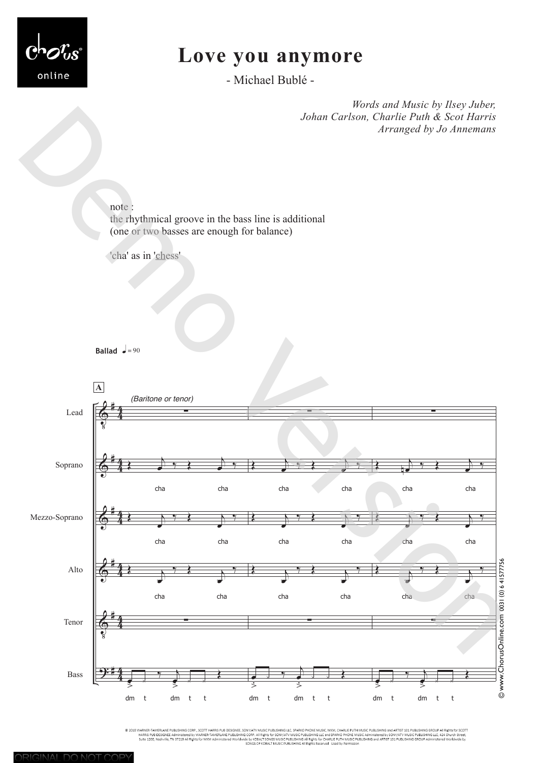# Love you anymore

- Michael Bublé -

*Words and Music by Ilsey Juber,*
*Johan Carlson, Charlie Puth & Scot Harris*
*Arranged by Jo Annemans*

note :
the rhythmical groove in the bass line is additional
(one or two basses are enough for balance)

'cha' as in 'chess'

**Ballad** ♩= 90

© 2018 WARNER-TAMERLANE PUBLISHING CORP., SCOTT HARRIS PUB DESIGNEE, SONY/ATV MUSIC PUBLISHING LLC, SPARKO PHONE MUSIC, MXM, CHARLIE PUTH MUSIC PUBLISHING and ARTIST 101 PUBLISHING GROUP All Rights for SCOTT HARRIS PUB DESIGNEE Administered by WARNER-TAMERLANE PUBLISHING CORP. All Rights for SONY/ATV MUSIC PUBLISHING LLC and SPARKO PHONE MUSIC Administered by SONY/ATV MUSIC PUBLISHING LLC, 424 Church Street, Suite 1200, Nashville, TN 37219 All Rights for MXM Administered Worldwide by KOBALT SONGS MUSIC PUBLISHING All Rights for CHARLIE PUTH MUSIC PUBLISHING and ARTIST 101 PUBLISHING GROUP Administered Worldwide by SONGS OF KOBALT MUSIC PUBLISHING All Rights Reserved Used by Permission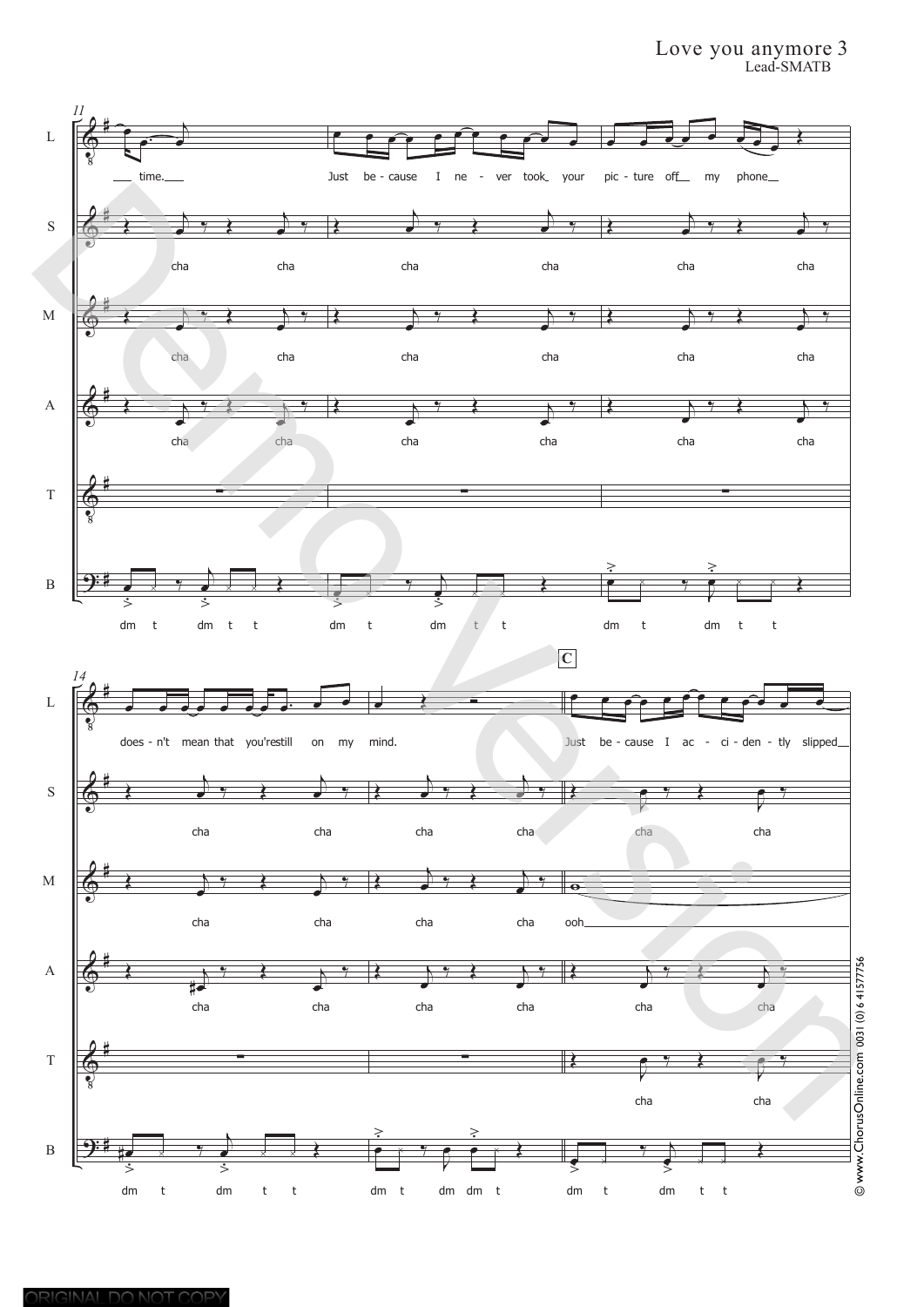L
S
M
A
T
B

time.

Just be - cause I ne - ver took your pic - ture off my phone

cha cha cha cha cha cha

cha cha cha cha cha cha

cha cha cha cha cha cha

dm t dm t t dm t dm t t dm t dm t t

**C**

does - n't mean that you'restill on my mind.

Just be - cause I ac - ci - den - tly slipped

cha cha cha cha cha cha

cha cha cha cha ooh

cha cha cha cha cha cha

cha cha

dm t dm t t dm t dm dm t dm t dm t t

ORIGINAL DO NOT COPY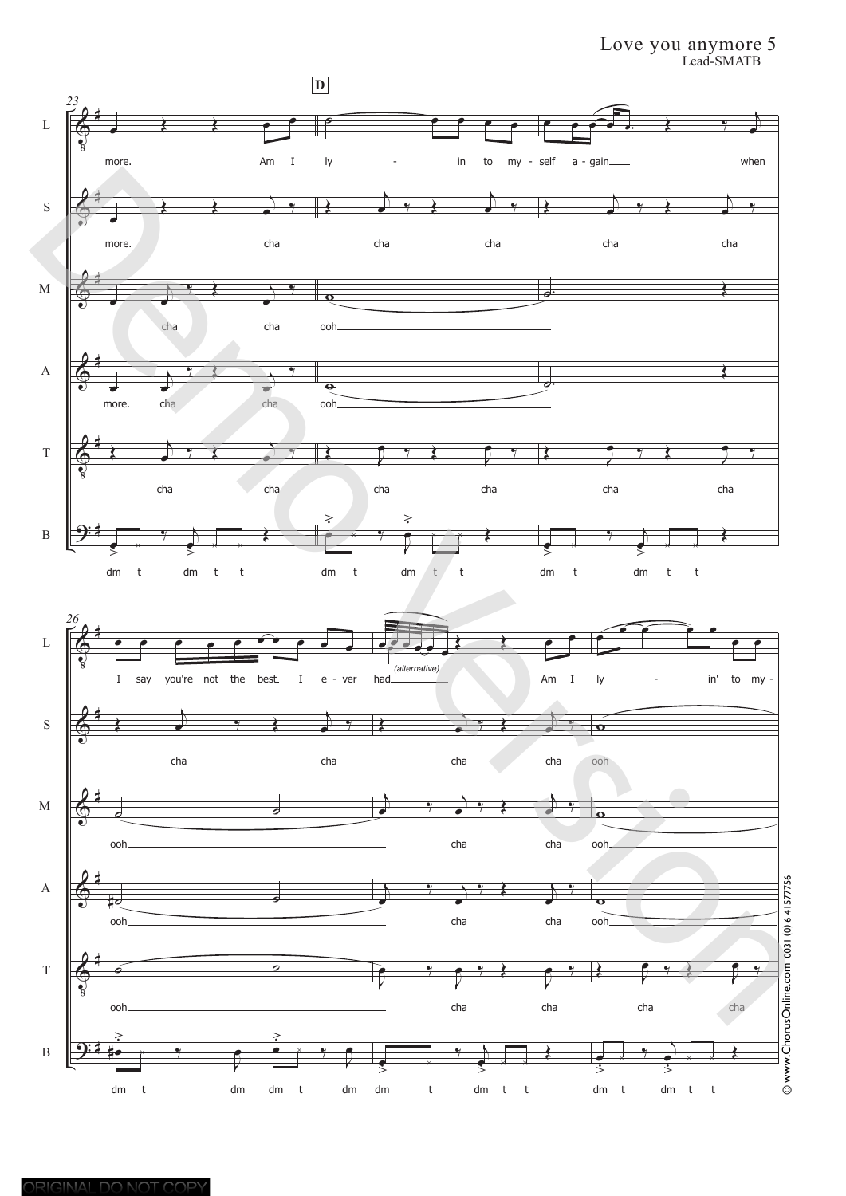Love you anymore 5
Lead-SMATB

**D**

23

L: more. Am I ly - in to my - self a - gain when

S: more. cha cha cha cha cha

M: cha cha ooh

A: more. cha cha ooh

T: cha cha cha cha cha cha

B: dm t dm t t dm t dm t t dm t dm t t

26

L: I say you're not the best. I e - ver had Am I ly - in' to my -

*(alternative)*

S: cha cha cha cha ooh

M: ooh cha cha ooh

A: ooh cha cha ooh

T: ooh cha cha cha cha

B: dm t dm dm t dm dm t dm t t dm t dm t t

© www.ChorusOnline.com 0031 (0) 6 41577756

ORIGINAL DO NOT COPY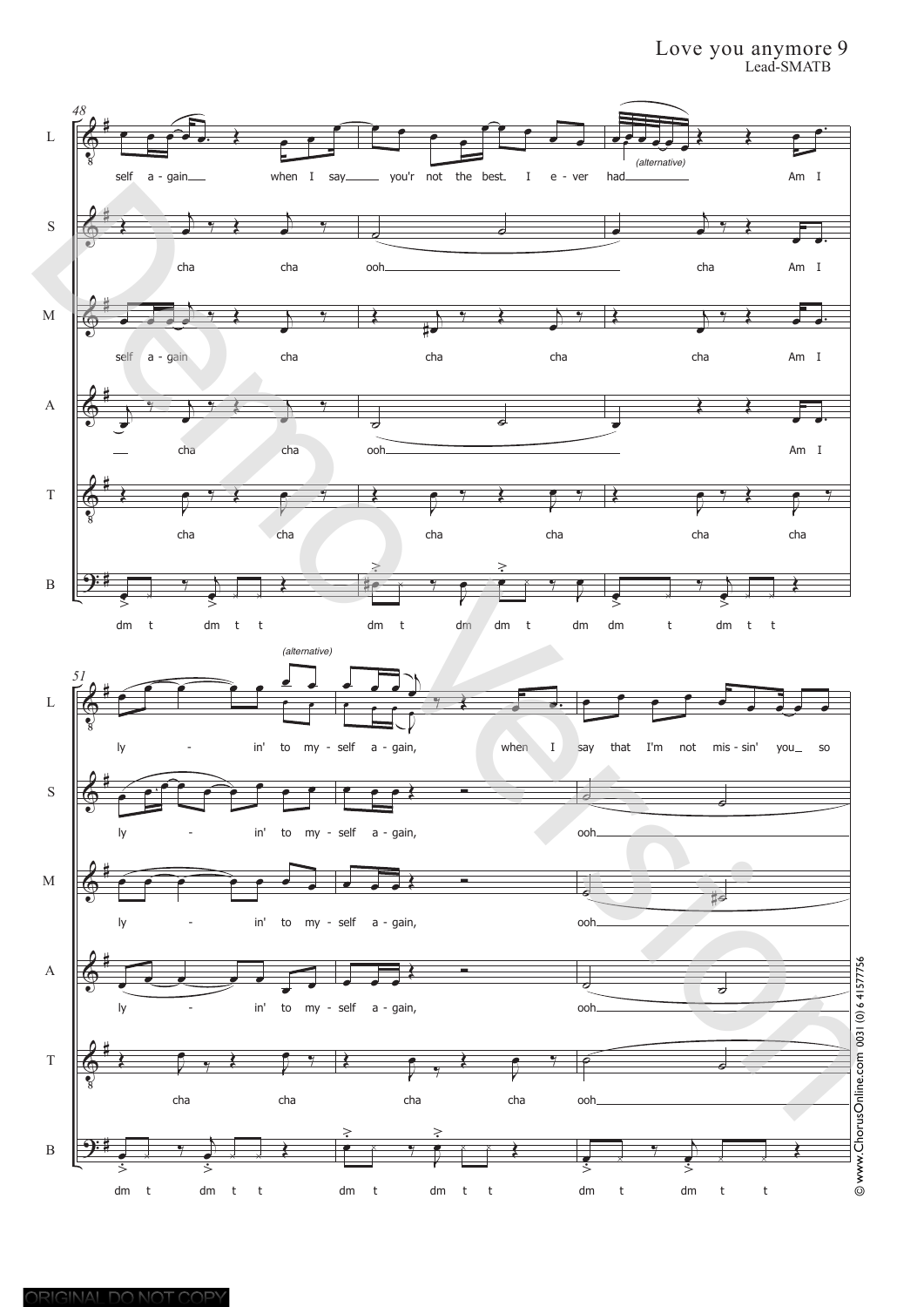**System 1 (measures 48–50)**

L: self a - gain when I say you'r not the best. I e - ver had *(alternative)* Am I

S: cha cha ooh cha Am I

M: self a - gain cha cha cha cha Am I

A: cha cha ooh Am I

T: cha cha cha cha cha cha

B: dm t dm t t dm t dm dm t dm dm t dm t t

**System 2 (measures 51–53)**

L: *(alternative)* ly - in' to my - self a - gain, when I say that I'm not mis - sin' you so

S: ly - in' to my - self a - gain, ooh

M: ly - in' to my - self a - gain, ooh

A: ly - in' to my - self a - gain, ooh

T: cha cha cha cha ooh

B: dm t dm t t dm t dm t t dm t dm t t

© www.ChorusOnline.com 0031 (0) 6 41577756

ORIGINAL DO NOT COPY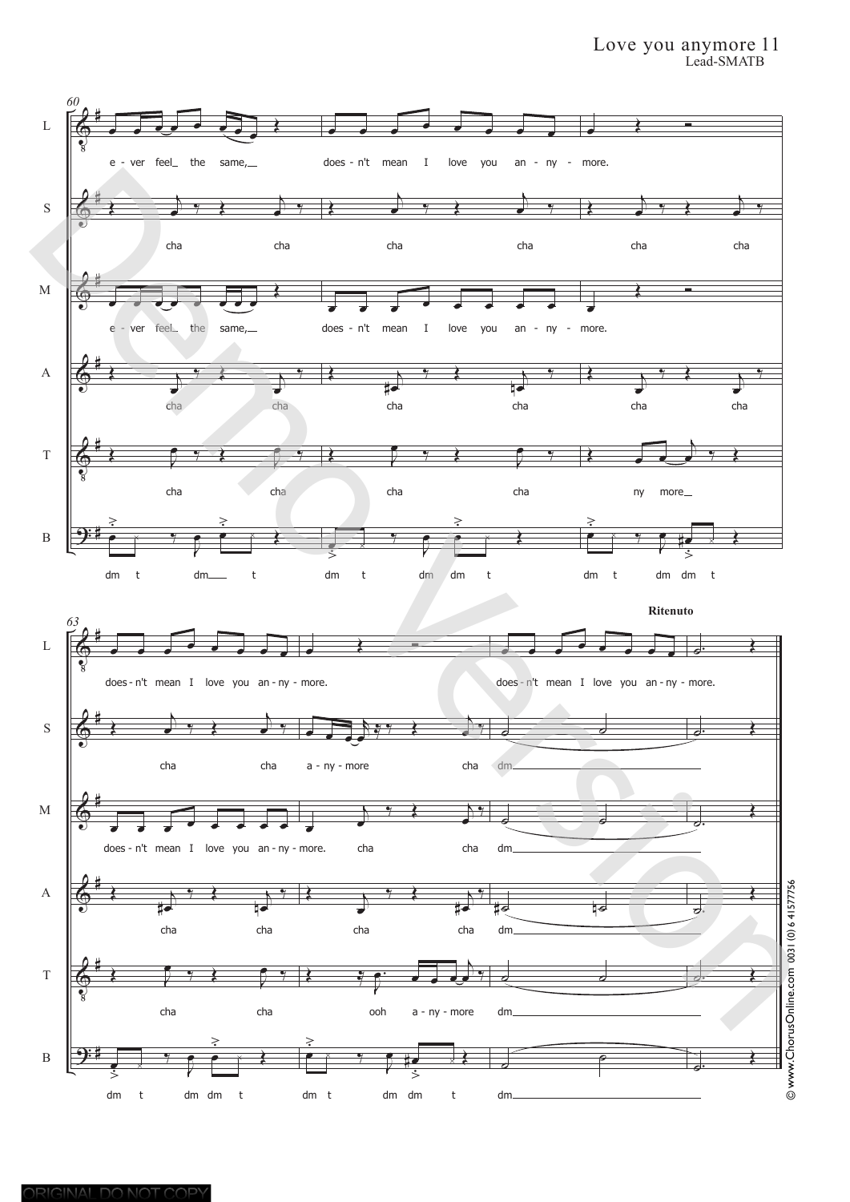Love you anymore 11
Lead-SMATB

60

L: e - ver feel_ the same,__ does - n't mean I love you an - ny - more.

S: cha cha cha cha cha cha

M: e - ver feel_ the same,__ does - n't mean I love you an - ny - more.

A: cha cha cha cha cha cha

T: cha cha cha cha ny more__

B: dm t dm__ t dm t dm dm t dm t dm dm t

63

**Ritenuto**

L: does - n't mean I love you an - ny - more. does - n't mean I love you an - ny - more.

S: cha cha a - ny - more cha dm

M: does - n't mean I love you an - ny - more. cha cha dm

A: cha cha cha cha dm

T: cha cha ooh a - ny - more dm

B: dm t dm dm t dm t dm dm t dm

© www.ChorusOnline.com 0031 (0) 6 41577756

ORIGINAL DO NOT COPY